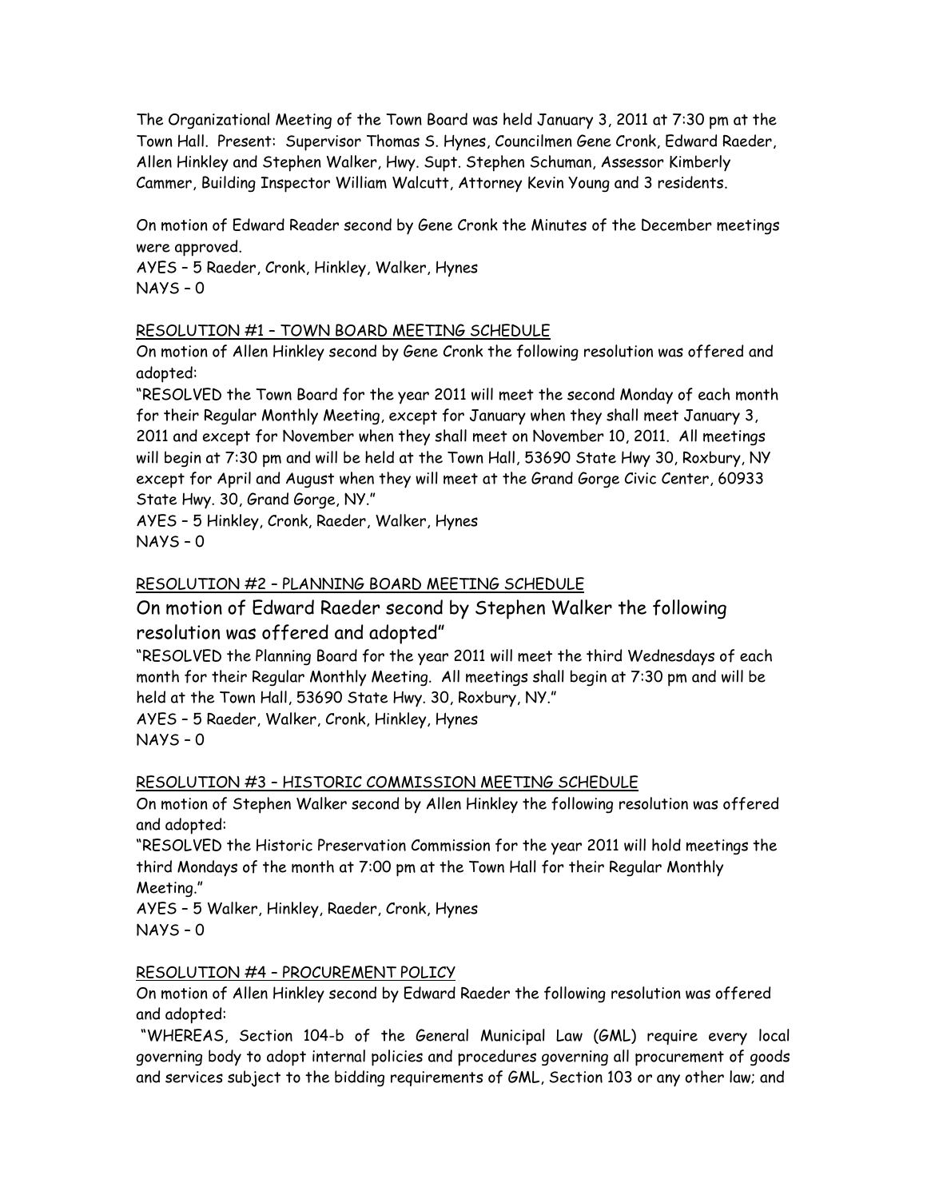The Organizational Meeting of the Town Board was held January 3, 2011 at 7:30 pm at the Town Hall. Present: Supervisor Thomas S. Hynes, Councilmen Gene Cronk, Edward Raeder, Allen Hinkley and Stephen Walker, Hwy. Supt. Stephen Schuman, Assessor Kimberly Cammer, Building Inspector William Walcutt, Attorney Kevin Young and 3 residents.

On motion of Edward Reader second by Gene Cronk the Minutes of the December meetings were approved.
AYES – 5 Raeder, Cronk, Hinkley, Walker, Hynes
NAYS – 0

RESOLUTION #1 – TOWN BOARD MEETING SCHEDULE

On motion of Allen Hinkley second by Gene Cronk the following resolution was offered and adopted:

"RESOLVED the Town Board for the year 2011 will meet the second Monday of each month for their Regular Monthly Meeting, except for January when they shall meet January 3, 2011 and except for November when they shall meet on November 10, 2011. All meetings will begin at 7:30 pm and will be held at the Town Hall, 53690 State Hwy 30, Roxbury, NY except for April and August when they will meet at the Grand Gorge Civic Center, 60933 State Hwy. 30, Grand Gorge, NY."
AYES – 5 Hinkley, Cronk, Raeder, Walker, Hynes
NAYS – 0

RESOLUTION #2 – PLANNING BOARD MEETING SCHEDULE

On motion of Edward Raeder second by Stephen Walker the following resolution was offered and adopted"

"RESOLVED the Planning Board for the year 2011 will meet the third Wednesdays of each month for their Regular Monthly Meeting. All meetings shall begin at 7:30 pm and will be held at the Town Hall, 53690 State Hwy. 30, Roxbury, NY."
AYES – 5 Raeder, Walker, Cronk, Hinkley, Hynes
NAYS – 0

RESOLUTION #3 – HISTORIC COMMISSION MEETING SCHEDULE

On motion of Stephen Walker second by Allen Hinkley the following resolution was offered and adopted:

"RESOLVED the Historic Preservation Commission for the year 2011 will hold meetings the third Mondays of the month at 7:00 pm at the Town Hall for their Regular Monthly Meeting."
AYES – 5 Walker, Hinkley, Raeder, Cronk, Hynes
NAYS – 0

RESOLUTION #4 – PROCUREMENT POLICY

On motion of Allen Hinkley second by Edward Raeder the following resolution was offered and adopted:

"WHEREAS, Section 104-b of the General Municipal Law (GML) require every local governing body to adopt internal policies and procedures governing all procurement of goods and services subject to the bidding requirements of GML, Section 103 or any other law; and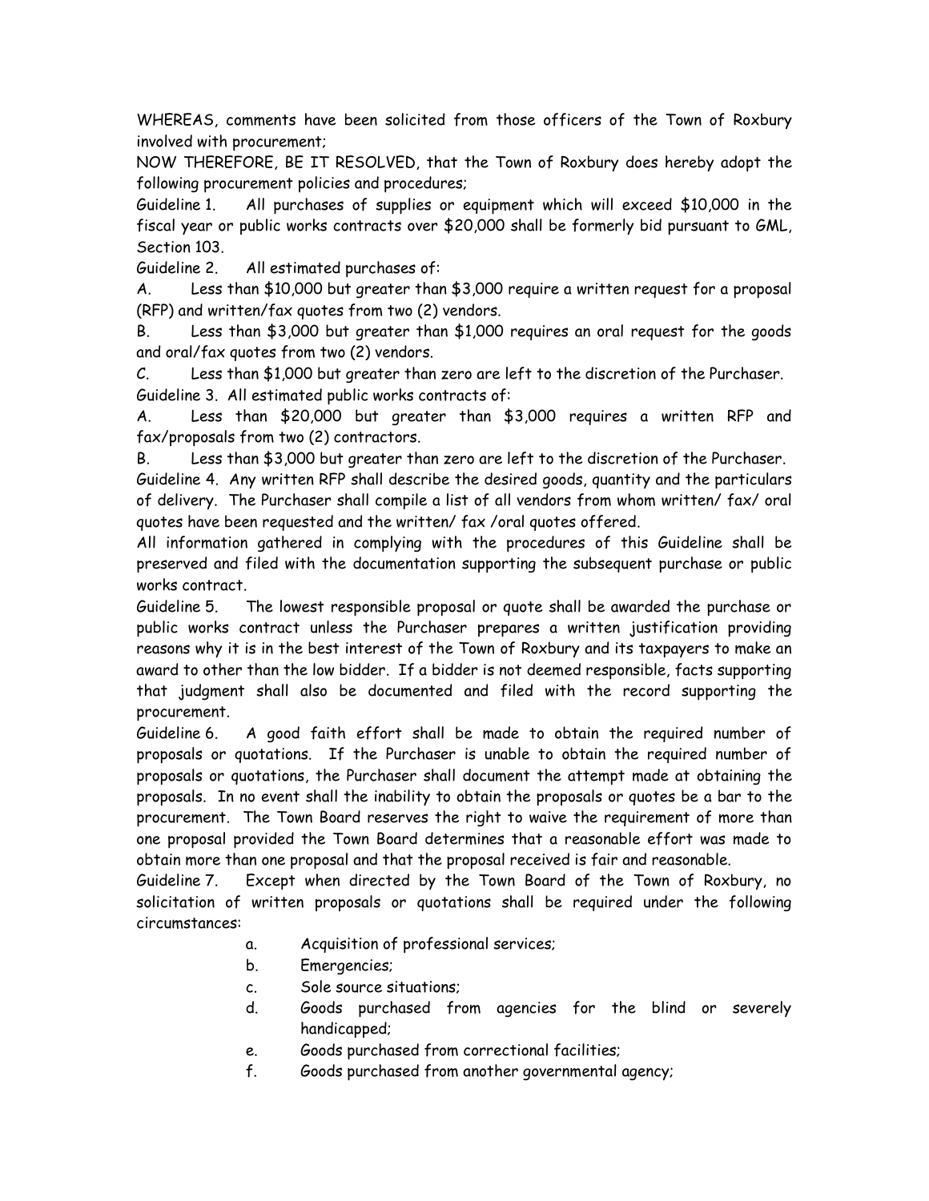WHEREAS, comments have been solicited from those officers of the Town of Roxbury involved with procurement;

NOW THEREFORE, BE IT RESOLVED, that the Town of Roxbury does hereby adopt the following procurement policies and procedures;

Guideline 1. All purchases of supplies or equipment which will exceed $10,000 in the fiscal year or public works contracts over $20,000 shall be formerly bid pursuant to GML, Section 103.

Guideline 2. All estimated purchases of:

A. Less than $10,000 but greater than $3,000 require a written request for a proposal (RFP) and written/fax quotes from two (2) vendors.

B. Less than $3,000 but greater than $1,000 requires an oral request for the goods and oral/fax quotes from two (2) vendors.

C. Less than $1,000 but greater than zero are left to the discretion of the Purchaser.

Guideline 3. All estimated public works contracts of:

A. Less than $20,000 but greater than $3,000 requires a written RFP and fax/proposals from two (2) contractors.

B. Less than $3,000 but greater than zero are left to the discretion of the Purchaser.

Guideline 4. Any written RFP shall describe the desired goods, quantity and the particulars of delivery. The Purchaser shall compile a list of all vendors from whom written/ fax/ oral quotes have been requested and the written/ fax /oral quotes offered.

All information gathered in complying with the procedures of this Guideline shall be preserved and filed with the documentation supporting the subsequent purchase or public works contract.

Guideline 5. The lowest responsible proposal or quote shall be awarded the purchase or public works contract unless the Purchaser prepares a written justification providing reasons why it is in the best interest of the Town of Roxbury and its taxpayers to make an award to other than the low bidder. If a bidder is not deemed responsible, facts supporting that judgment shall also be documented and filed with the record supporting the procurement.

Guideline 6. A good faith effort shall be made to obtain the required number of proposals or quotations. If the Purchaser is unable to obtain the required number of proposals or quotations, the Purchaser shall document the attempt made at obtaining the proposals. In no event shall the inability to obtain the proposals or quotes be a bar to the procurement. The Town Board reserves the right to waive the requirement of more than one proposal provided the Town Board determines that a reasonable effort was made to obtain more than one proposal and that the proposal received is fair and reasonable.

Guideline 7. Except when directed by the Town Board of the Town of Roxbury, no solicitation of written proposals or quotations shall be required under the following circumstances:

a. Acquisition of professional services;
b. Emergencies;
c. Sole source situations;
d. Goods purchased from agencies for the blind or severely handicapped;
e. Goods purchased from correctional facilities;
f. Goods purchased from another governmental agency;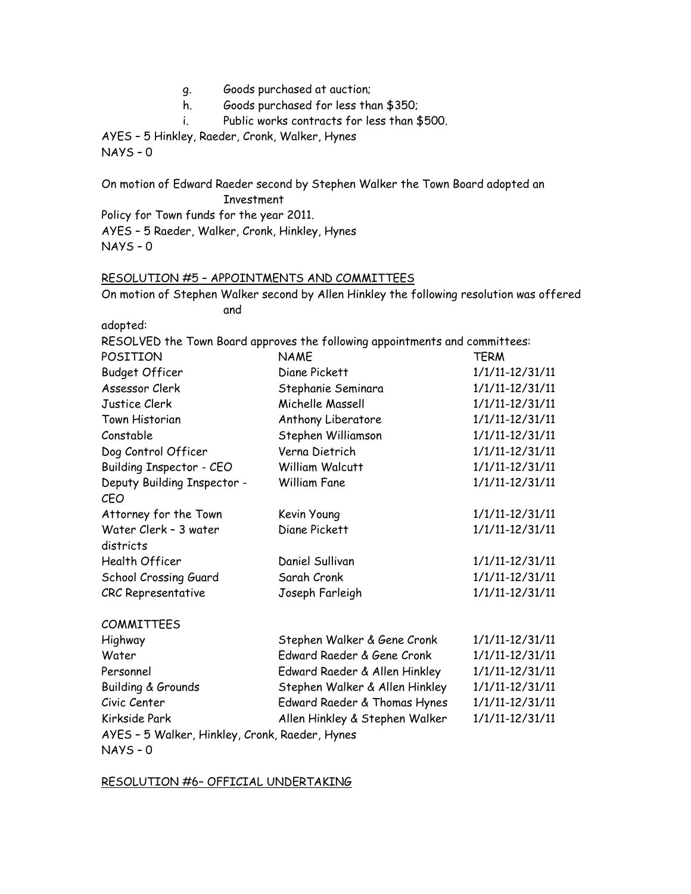g. Goods purchased at auction;

h. Goods purchased for less than $350;

i. Public works contracts for less than $500.

AYES – 5 Hinkley, Raeder, Cronk, Walker, Hynes
NAYS – 0

On motion of Edward Raeder second by Stephen Walker the Town Board adopted an Investment Policy for Town funds for the year 2011.
AYES – 5 Raeder, Walker, Cronk, Hinkley, Hynes
NAYS – 0

RESOLUTION #5 – APPOINTMENTS AND COMMITTEES

On motion of Stephen Walker second by Allen Hinkley the following resolution was offered and adopted:

RESOLVED the Town Board approves the following appointments and committees:

| POSITION | NAME | TERM |
|---|---|---|
| Budget Officer | Diane Pickett | 1/1/11-12/31/11 |
| Assessor Clerk | Stephanie Seminara | 1/1/11-12/31/11 |
| Justice Clerk | Michelle Massell | 1/1/11-12/31/11 |
| Town Historian | Anthony Liberatore | 1/1/11-12/31/11 |
| Constable | Stephen Williamson | 1/1/11-12/31/11 |
| Dog Control Officer | Verna Dietrich | 1/1/11-12/31/11 |
| Building Inspector - CEO | William Walcutt | 1/1/11-12/31/11 |
| Deputy Building Inspector - CEO | William Fane | 1/1/11-12/31/11 |
| Attorney for the Town | Kevin Young | 1/1/11-12/31/11 |
| Water Clerk – 3 water districts | Diane Pickett | 1/1/11-12/31/11 |
| Health Officer | Daniel Sullivan | 1/1/11-12/31/11 |
| School Crossing Guard | Sarah Cronk | 1/1/11-12/31/11 |
| CRC Representative | Joseph Farleigh | 1/1/11-12/31/11 |
| COMMITTEES | | |
| Highway | Stephen Walker & Gene Cronk | 1/1/11-12/31/11 |
| Water | Edward Raeder & Gene Cronk | 1/1/11-12/31/11 |
| Personnel | Edward Raeder & Allen Hinkley | 1/1/11-12/31/11 |
| Building & Grounds | Stephen Walker & Allen Hinkley | 1/1/11-12/31/11 |
| Civic Center | Edward Raeder & Thomas Hynes | 1/1/11-12/31/11 |
| Kirkside Park | Allen Hinkley & Stephen Walker | 1/1/11-12/31/11 |

AYES – 5 Walker, Hinkley, Cronk, Raeder, Hynes
NAYS – 0

RESOLUTION #6– OFFICIAL UNDERTAKING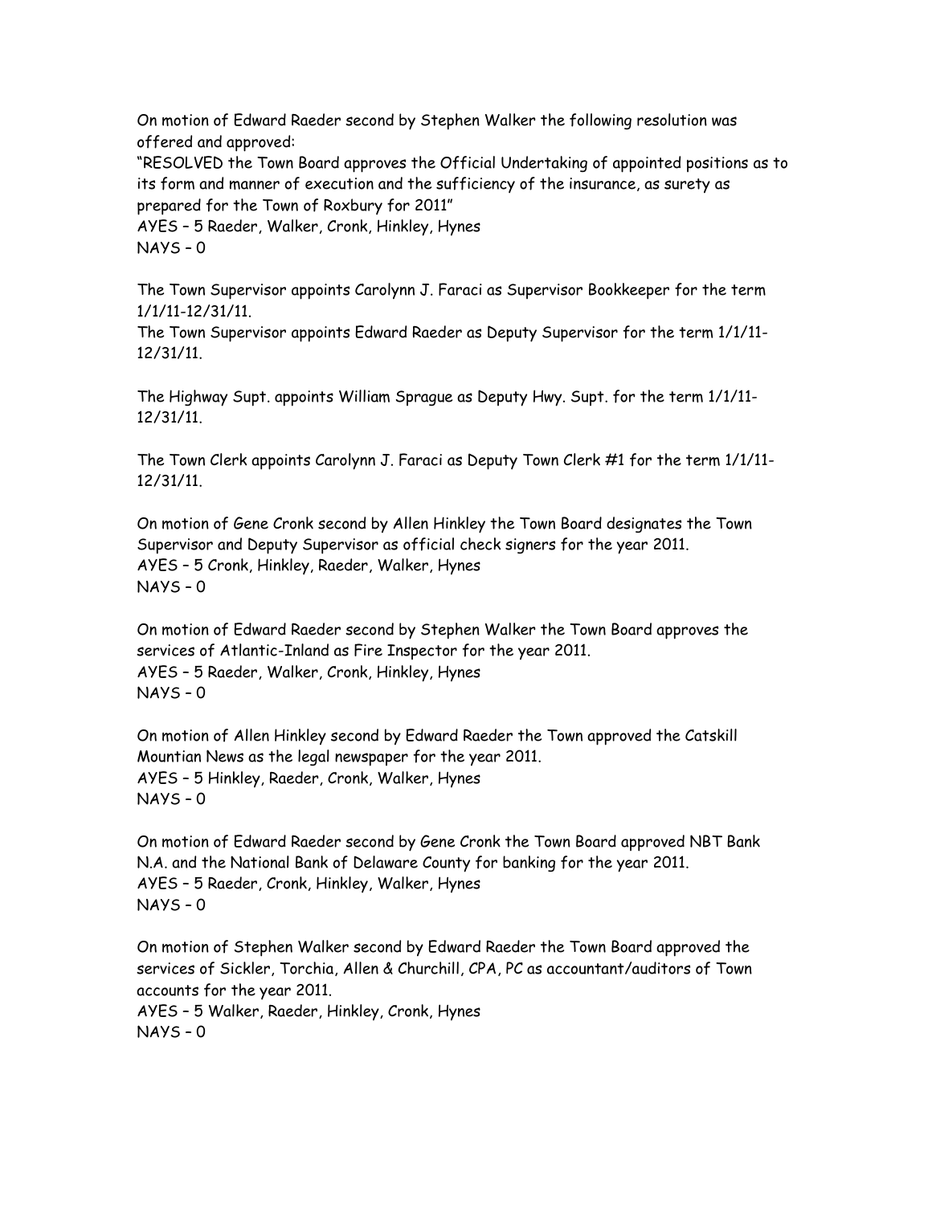On motion of Edward Raeder second by Stephen Walker the following resolution was offered and approved:
"RESOLVED the Town Board approves the Official Undertaking of appointed positions as to its form and manner of execution and the sufficiency of the insurance, as surety as prepared for the Town of Roxbury for 2011"
AYES – 5 Raeder, Walker, Cronk, Hinkley, Hynes
NAYS – 0

The Town Supervisor appoints Carolynn J. Faraci as Supervisor Bookkeeper for the term 1/1/11-12/31/11.
The Town Supervisor appoints Edward Raeder as Deputy Supervisor for the term 1/1/11-12/31/11.

The Highway Supt. appoints William Sprague as Deputy Hwy. Supt. for the term 1/1/11-12/31/11.

The Town Clerk appoints Carolynn J. Faraci as Deputy Town Clerk #1 for the term 1/1/11-12/31/11.

On motion of Gene Cronk second by Allen Hinkley the Town Board designates the Town Supervisor and Deputy Supervisor as official check signers for the year 2011.
AYES – 5 Cronk, Hinkley, Raeder, Walker, Hynes
NAYS – 0

On motion of Edward Raeder second by Stephen Walker the Town Board approves the services of Atlantic-Inland as Fire Inspector for the year 2011.
AYES – 5 Raeder, Walker, Cronk, Hinkley, Hynes
NAYS – 0

On motion of Allen Hinkley second by Edward Raeder the Town approved the Catskill Mountian News as the legal newspaper for the year 2011.
AYES – 5 Hinkley, Raeder, Cronk, Walker, Hynes
NAYS – 0

On motion of Edward Raeder second by Gene Cronk the Town Board approved NBT Bank N.A. and the National Bank of Delaware County for banking for the year 2011.
AYES – 5 Raeder, Cronk, Hinkley, Walker, Hynes
NAYS – 0

On motion of Stephen Walker second by Edward Raeder the Town Board approved the services of Sickler, Torchia, Allen & Churchill, CPA, PC as accountant/auditors of Town accounts for the year 2011.
AYES – 5 Walker, Raeder, Hinkley, Cronk, Hynes
NAYS – 0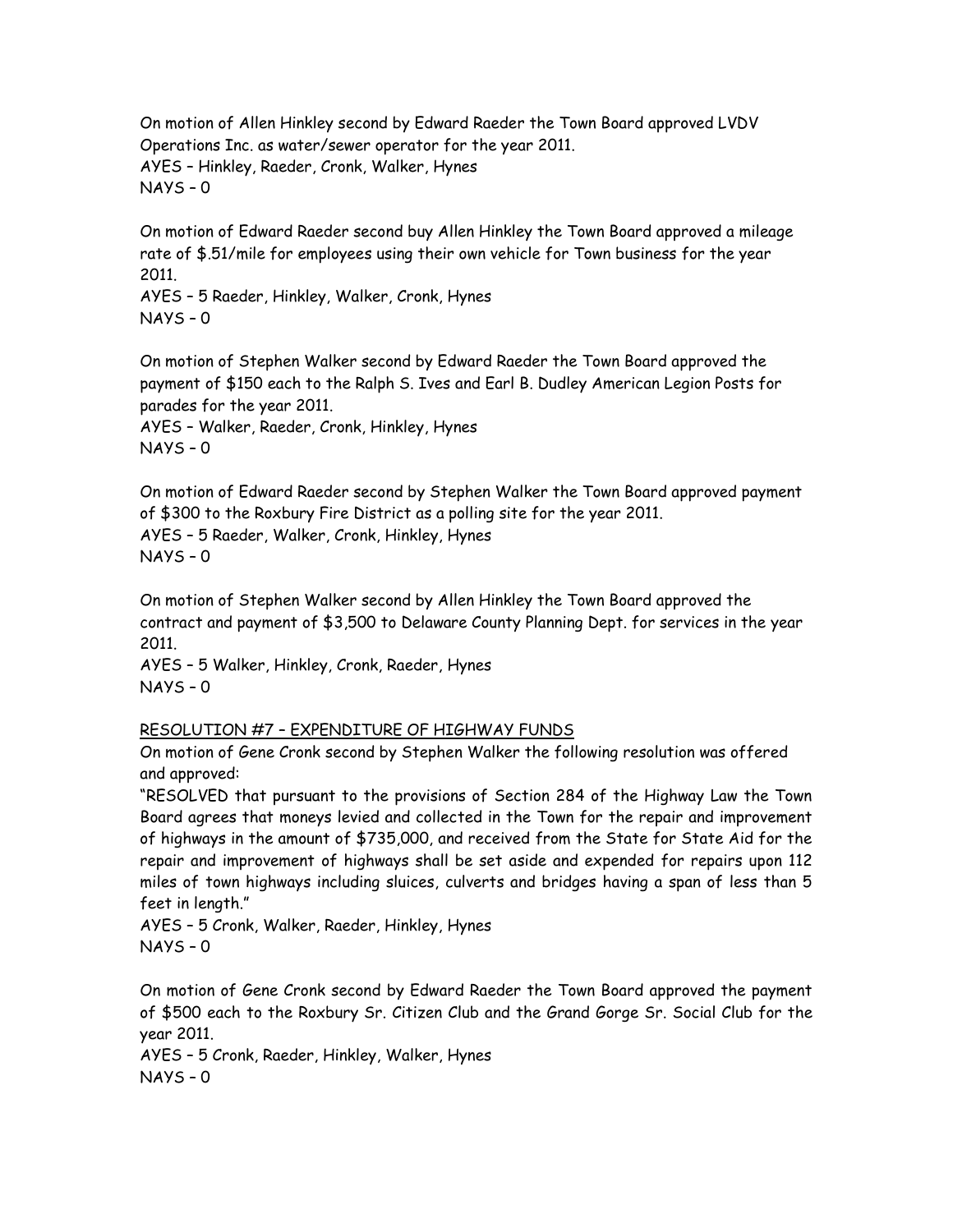On motion of Allen Hinkley second by Edward Raeder the Town Board approved LVDV Operations Inc. as water/sewer operator for the year 2011.
AYES – Hinkley, Raeder, Cronk, Walker, Hynes
NAYS – 0

On motion of Edward Raeder second buy Allen Hinkley the Town Board approved a mileage rate of $.51/mile for employees using their own vehicle for Town business for the year 2011.
AYES – 5 Raeder, Hinkley, Walker, Cronk, Hynes
NAYS – 0

On motion of Stephen Walker second by Edward Raeder the Town Board approved the payment of $150 each to the Ralph S. Ives and Earl B. Dudley American Legion Posts for parades for the year 2011.
AYES – Walker, Raeder, Cronk, Hinkley, Hynes
NAYS – 0

On motion of Edward Raeder second by Stephen Walker the Town Board approved payment of $300 to the Roxbury Fire District as a polling site for the year 2011.
AYES – 5 Raeder, Walker, Cronk, Hinkley, Hynes
NAYS – 0

On motion of Stephen Walker second by Allen Hinkley the Town Board approved the contract and payment of $3,500 to Delaware County Planning Dept. for services in the year 2011.
AYES – 5 Walker, Hinkley, Cronk, Raeder, Hynes
NAYS – 0

RESOLUTION #7 – EXPENDITURE OF HIGHWAY FUNDS

On motion of Gene Cronk second by Stephen Walker the following resolution was offered and approved:

"RESOLVED that pursuant to the provisions of Section 284 of the Highway Law the Town Board agrees that moneys levied and collected in the Town for the repair and improvement of highways in the amount of $735,000, and received from the State for State Aid for the repair and improvement of highways shall be set aside and expended for repairs upon 112 miles of town highways including sluices, culverts and bridges having a span of less than 5 feet in length."
AYES – 5 Cronk, Walker, Raeder, Hinkley, Hynes
NAYS – 0

On motion of Gene Cronk second by Edward Raeder the Town Board approved the payment of $500 each to the Roxbury Sr. Citizen Club and the Grand Gorge Sr. Social Club for the year 2011.
AYES – 5 Cronk, Raeder, Hinkley, Walker, Hynes
NAYS – 0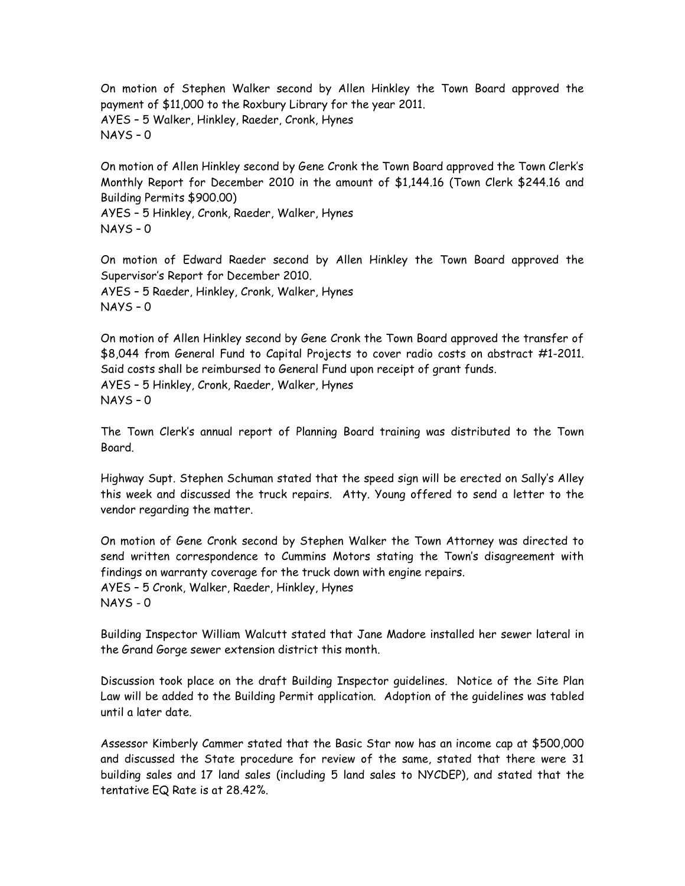On motion of Stephen Walker second by Allen Hinkley the Town Board approved the payment of $11,000 to the Roxbury Library for the year 2011.
AYES – 5 Walker, Hinkley, Raeder, Cronk, Hynes
NAYS – 0

On motion of Allen Hinkley second by Gene Cronk the Town Board approved the Town Clerk's Monthly Report for December 2010 in the amount of $1,144.16 (Town Clerk $244.16 and Building Permits $900.00)
AYES – 5 Hinkley, Cronk, Raeder, Walker, Hynes
NAYS – 0

On motion of Edward Raeder second by Allen Hinkley the Town Board approved the Supervisor's Report for December 2010.
AYES – 5 Raeder, Hinkley, Cronk, Walker, Hynes
NAYS – 0

On motion of Allen Hinkley second by Gene Cronk the Town Board approved the transfer of $8,044 from General Fund to Capital Projects to cover radio costs on abstract #1-2011. Said costs shall be reimbursed to General Fund upon receipt of grant funds.
AYES – 5 Hinkley, Cronk, Raeder, Walker, Hynes
NAYS – 0

The Town Clerk's annual report of Planning Board training was distributed to the Town Board.

Highway Supt. Stephen Schuman stated that the speed sign will be erected on Sally's Alley this week and discussed the truck repairs. Atty. Young offered to send a letter to the vendor regarding the matter.

On motion of Gene Cronk second by Stephen Walker the Town Attorney was directed to send written correspondence to Cummins Motors stating the Town's disagreement with findings on warranty coverage for the truck down with engine repairs.
AYES – 5 Cronk, Walker, Raeder, Hinkley, Hynes
NAYS - 0

Building Inspector William Walcutt stated that Jane Madore installed her sewer lateral in the Grand Gorge sewer extension district this month.

Discussion took place on the draft Building Inspector guidelines. Notice of the Site Plan Law will be added to the Building Permit application. Adoption of the guidelines was tabled until a later date.

Assessor Kimberly Cammer stated that the Basic Star now has an income cap at $500,000 and discussed the State procedure for review of the same, stated that there were 31 building sales and 17 land sales (including 5 land sales to NYCDEP), and stated that the tentative EQ Rate is at 28.42%.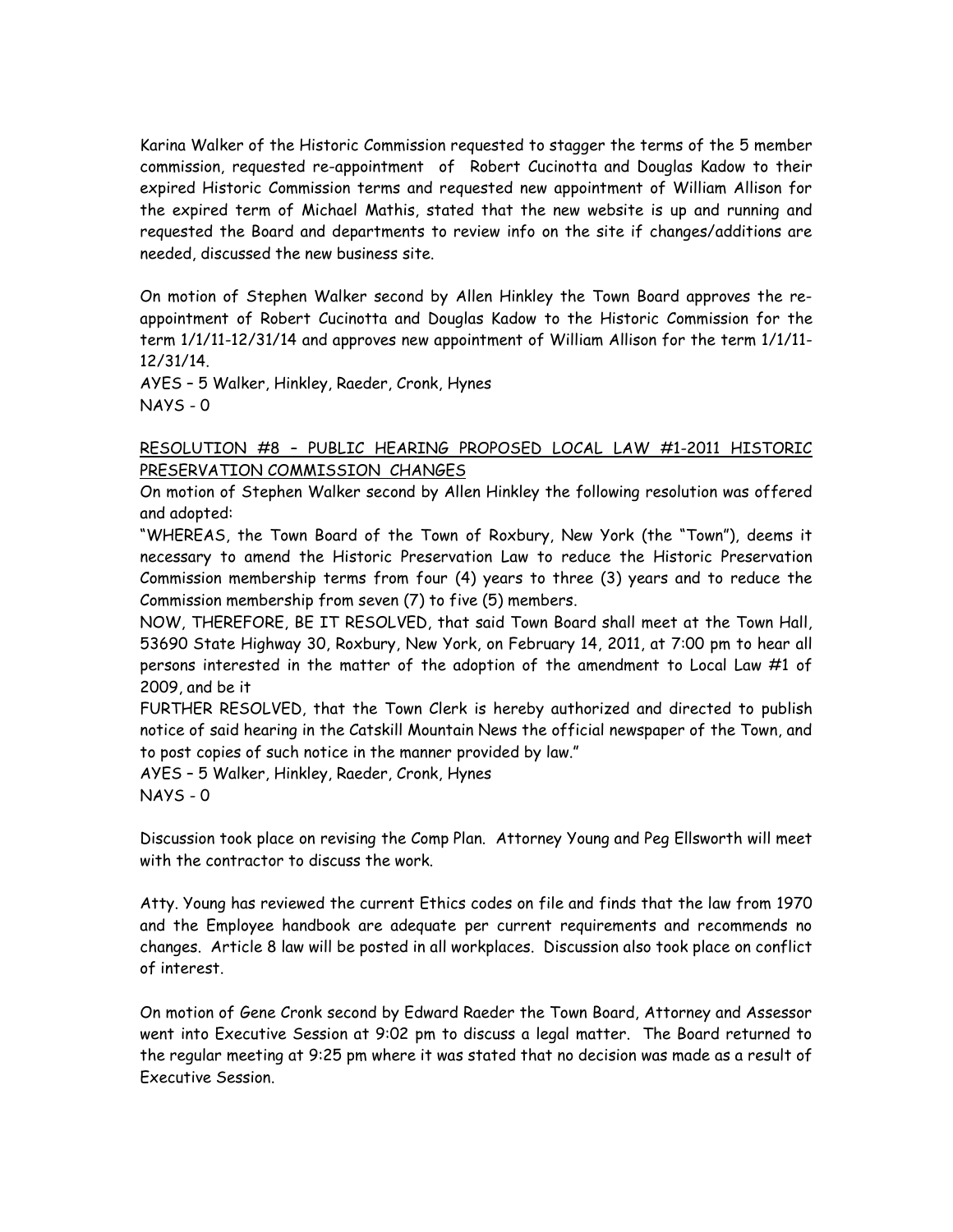Karina Walker of the Historic Commission requested to stagger the terms of the 5 member commission, requested re-appointment of Robert Cucinotta and Douglas Kadow to their expired Historic Commission terms and requested new appointment of William Allison for the expired term of Michael Mathis, stated that the new website is up and running and requested the Board and departments to review info on the site if changes/additions are needed, discussed the new business site.

On motion of Stephen Walker second by Allen Hinkley the Town Board approves the re-appointment of Robert Cucinotta and Douglas Kadow to the Historic Commission for the term 1/1/11-12/31/14 and approves new appointment of William Allison for the term 1/1/11-12/31/14.

AYES – 5 Walker, Hinkley, Raeder, Cronk, Hynes
NAYS - 0

RESOLUTION #8 – PUBLIC HEARING PROPOSED LOCAL LAW #1-2011 HISTORIC PRESERVATION COMMISSION CHANGES

On motion of Stephen Walker second by Allen Hinkley the following resolution was offered and adopted:

"WHEREAS, the Town Board of the Town of Roxbury, New York (the "Town"), deems it necessary to amend the Historic Preservation Law to reduce the Historic Preservation Commission membership terms from four (4) years to three (3) years and to reduce the Commission membership from seven (7) to five (5) members.

NOW, THEREFORE, BE IT RESOLVED, that said Town Board shall meet at the Town Hall, 53690 State Highway 30, Roxbury, New York, on February 14, 2011, at 7:00 pm to hear all persons interested in the matter of the adoption of the amendment to Local Law #1 of 2009, and be it

FURTHER RESOLVED, that the Town Clerk is hereby authorized and directed to publish notice of said hearing in the Catskill Mountain News the official newspaper of the Town, and to post copies of such notice in the manner provided by law."

AYES – 5 Walker, Hinkley, Raeder, Cronk, Hynes
NAYS - 0

Discussion took place on revising the Comp Plan. Attorney Young and Peg Ellsworth will meet with the contractor to discuss the work.

Atty. Young has reviewed the current Ethics codes on file and finds that the law from 1970 and the Employee handbook are adequate per current requirements and recommends no changes. Article 8 law will be posted in all workplaces. Discussion also took place on conflict of interest.

On motion of Gene Cronk second by Edward Raeder the Town Board, Attorney and Assessor went into Executive Session at 9:02 pm to discuss a legal matter. The Board returned to the regular meeting at 9:25 pm where it was stated that no decision was made as a result of Executive Session.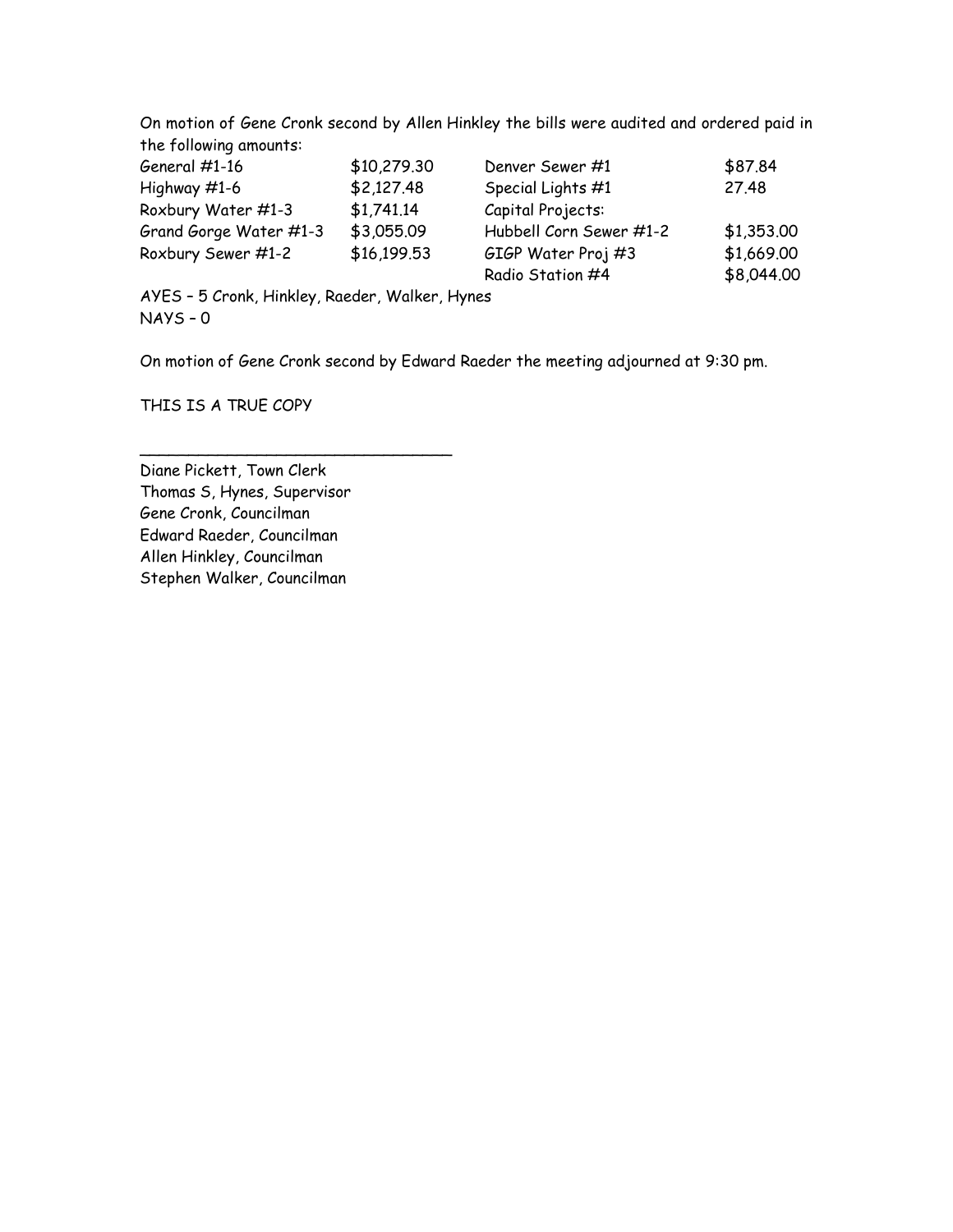On motion of Gene Cronk second by Allen Hinkley the bills were audited and ordered paid in the following amounts:

| | | | |
|---|---|---|---|
| General #1-16 | $10,279.30 | Denver Sewer #1 | $87.84 |
| Highway #1-6 | $2,127.48 | Special Lights #1 | 27.48 |
| Roxbury Water #1-3 | $1,741.14 | Capital Projects: | |
| Grand Gorge Water #1-3 | $3,055.09 | Hubbell Corn Sewer #1-2 | $1,353.00 |
| Roxbury Sewer #1-2 | $16,199.53 | GIGP Water Proj #3 | $1,669.00 |
| | | Radio Station #4 | $8,044.00 |

AYES – 5 Cronk, Hinkley, Raeder, Walker, Hynes
NAYS – 0

On motion of Gene Cronk second by Edward Raeder the meeting adjourned at 9:30 pm.

THIS IS A TRUE COPY

________________________________

Diane Pickett, Town Clerk
Thomas S, Hynes, Supervisor
Gene Cronk, Councilman
Edward Raeder, Councilman
Allen Hinkley, Councilman
Stephen Walker, Councilman